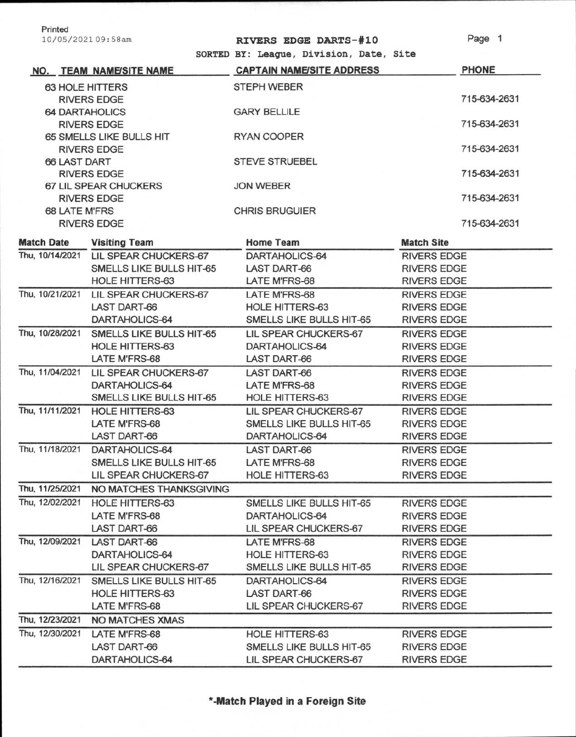Printed
10/05/2021 09:58am

# RIVERS EDGE DARTS-#10

SORTED BY: League, Division, Date, Site

| NO. | TEAM NAME/SITE NAME | CAPTAIN NAME/SITE ADDRESS | PHONE |
|---|---|---|---|
| 63 | HOLE HITTERS | STEPH WEBER | |
| | RIVERS EDGE | | 715-634-2631 |
| 64 | DARTAHOLICS | GARY BELLILE | |
| | RIVERS EDGE | | 715-634-2631 |
| 65 | SMELLS LIKE BULLS HIT | RYAN COOPER | |
| | RIVERS EDGE | | 715-634-2631 |
| 66 | LAST DART | STEVE STRUEBEL | |
| | RIVERS EDGE | | 715-634-2631 |
| 67 | LIL SPEAR CHUCKERS | JON WEBER | |
| | RIVERS EDGE | | 715-634-2631 |
| 68 | LATE M'FRS | CHRIS BRUGUIER | |
| | RIVERS EDGE | | 715-634-2631 |

| Match Date | Visiting Team | Home Team | Match Site |
|---|---|---|---|
| Thu, 10/14/2021 | LIL SPEAR CHUCKERS-67 | DARTAHOLICS-64 | RIVERS EDGE |
| | SMELLS LIKE BULLS HIT-65 | LAST DART-66 | RIVERS EDGE |
| | HOLE HITTERS-63 | LATE M'FRS-68 | RIVERS EDGE |
| Thu, 10/21/2021 | LIL SPEAR CHUCKERS-67 | LATE M'FRS-68 | RIVERS EDGE |
| | LAST DART-66 | HOLE HITTERS-63 | RIVERS EDGE |
| | DARTAHOLICS-64 | SMELLS LIKE BULLS HIT-65 | RIVERS EDGE |
| Thu, 10/28/2021 | SMELLS LIKE BULLS HIT-65 | LIL SPEAR CHUCKERS-67 | RIVERS EDGE |
| | HOLE HITTERS-63 | DARTAHOLICS-64 | RIVERS EDGE |
| | LATE M'FRS-68 | LAST DART-66 | RIVERS EDGE |
| Thu, 11/04/2021 | LIL SPEAR CHUCKERS-67 | LAST DART-66 | RIVERS EDGE |
| | DARTAHOLICS-64 | LATE M'FRS-68 | RIVERS EDGE |
| | SMELLS LIKE BULLS HIT-65 | HOLE HITTERS-63 | RIVERS EDGE |
| Thu, 11/11/2021 | HOLE HITTERS-63 | LIL SPEAR CHUCKERS-67 | RIVERS EDGE |
| | LATE M'FRS-68 | SMELLS LIKE BULLS HIT-65 | RIVERS EDGE |
| | LAST DART-66 | DARTAHOLICS-64 | RIVERS EDGE |
| Thu, 11/18/2021 | DARTAHOLICS-64 | LAST DART-66 | RIVERS EDGE |
| | SMELLS LIKE BULLS HIT-65 | LATE M'FRS-68 | RIVERS EDGE |
| | LIL SPEAR CHUCKERS-67 | HOLE HITTERS-63 | RIVERS EDGE |
| Thu, 11/25/2021 | NO MATCHES THANKSGIVING | | |
| Thu, 12/02/2021 | HOLE HITTERS-63 | SMELLS LIKE BULLS HIT-65 | RIVERS EDGE |
| | LATE M'FRS-68 | DARTAHOLICS-64 | RIVERS EDGE |
| | LAST DART-66 | LIL SPEAR CHUCKERS-67 | RIVERS EDGE |
| Thu, 12/09/2021 | LAST DART-66 | LATE M'FRS-68 | RIVERS EDGE |
| | DARTAHOLICS-64 | HOLE HITTERS-63 | RIVERS EDGE |
| | LIL SPEAR CHUCKERS-67 | SMELLS LIKE BULLS HIT-65 | RIVERS EDGE |
| Thu, 12/16/2021 | SMELLS LIKE BULLS HIT-65 | DARTAHOLICS-64 | RIVERS EDGE |
| | HOLE HITTERS-63 | LAST DART-66 | RIVERS EDGE |
| | LATE M'FRS-68 | LIL SPEAR CHUCKERS-67 | RIVERS EDGE |
| Thu, 12/23/2021 | NO MATCHES XMAS | | |
| Thu, 12/30/2021 | LATE M'FRS-68 | HOLE HITTERS-63 | RIVERS EDGE |
| | LAST DART-66 | SMELLS LIKE BULLS HIT-65 | RIVERS EDGE |
| | DARTAHOLICS-64 | LIL SPEAR CHUCKERS-67 | RIVERS EDGE |

**\*-Match Played in a Foreign Site**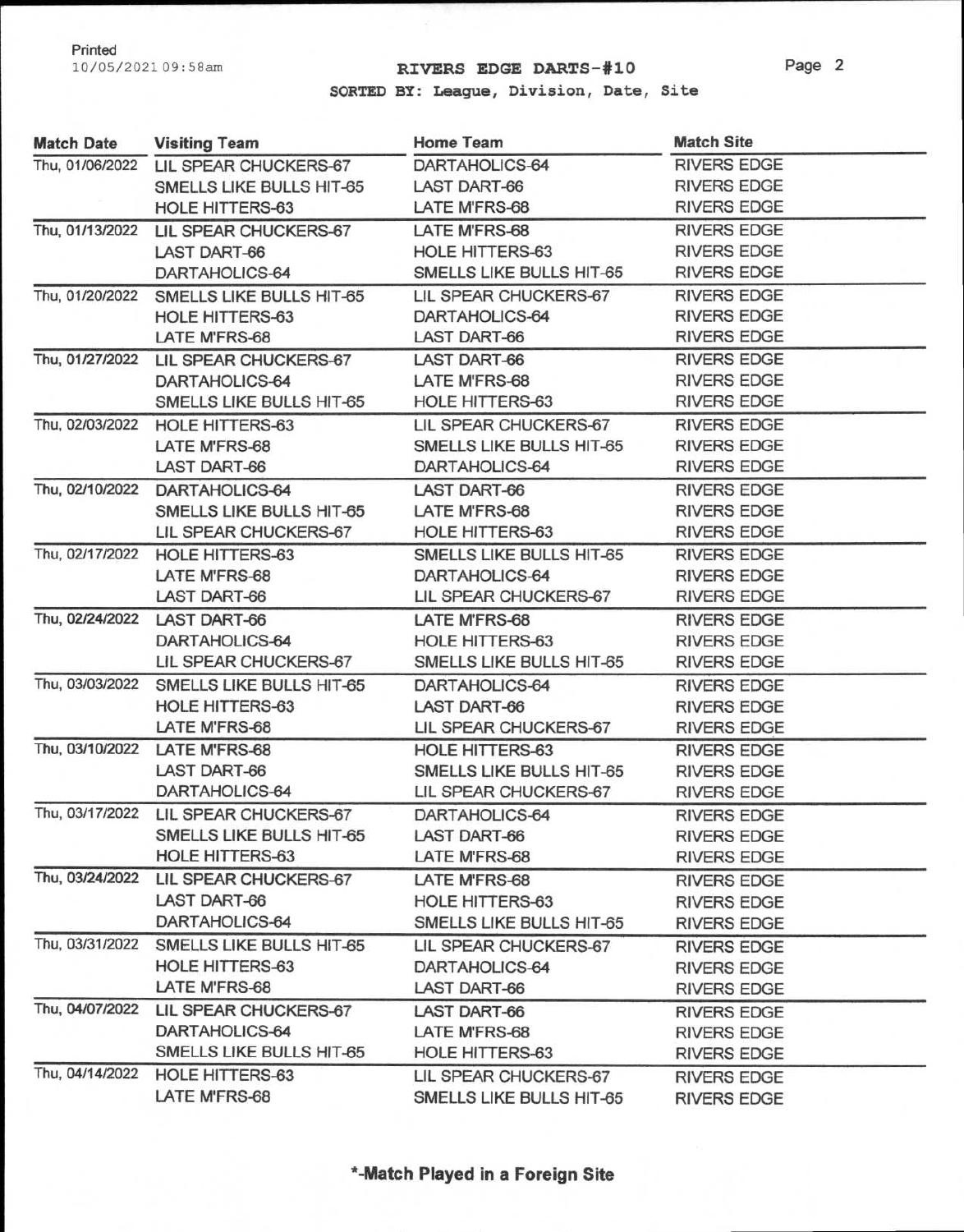# RIVERS EDGE DARTS-#10

SORTED BY: League, Division, Date, Site

| Match Date | Visiting Team | Home Team | Match Site |
|---|---|---|---|
| Thu, 01/06/2022 | LIL SPEAR CHUCKERS-67 | DARTAHOLICS-64 | RIVERS EDGE |
| | SMELLS LIKE BULLS HIT-65 | LAST DART-66 | RIVERS EDGE |
| | HOLE HITTERS-63 | LATE M'FRS-68 | RIVERS EDGE |
| Thu, 01/13/2022 | LIL SPEAR CHUCKERS-67 | LATE M'FRS-68 | RIVERS EDGE |
| | LAST DART-66 | HOLE HITTERS-63 | RIVERS EDGE |
| | DARTAHOLICS-64 | SMELLS LIKE BULLS HIT-65 | RIVERS EDGE |
| Thu, 01/20/2022 | SMELLS LIKE BULLS HIT-65 | LIL SPEAR CHUCKERS-67 | RIVERS EDGE |
| | HOLE HITTERS-63 | DARTAHOLICS-64 | RIVERS EDGE |
| | LATE M'FRS-68 | LAST DART-66 | RIVERS EDGE |
| Thu, 01/27/2022 | LIL SPEAR CHUCKERS-67 | LAST DART-66 | RIVERS EDGE |
| | DARTAHOLICS-64 | LATE M'FRS-68 | RIVERS EDGE |
| | SMELLS LIKE BULLS HIT-65 | HOLE HITTERS-63 | RIVERS EDGE |
| Thu, 02/03/2022 | HOLE HITTERS-63 | LIL SPEAR CHUCKERS-67 | RIVERS EDGE |
| | LATE M'FRS-68 | SMELLS LIKE BULLS HIT-65 | RIVERS EDGE |
| | LAST DART-66 | DARTAHOLICS-64 | RIVERS EDGE |
| Thu, 02/10/2022 | DARTAHOLICS-64 | LAST DART-66 | RIVERS EDGE |
| | SMELLS LIKE BULLS HIT-65 | LATE M'FRS-68 | RIVERS EDGE |
| | LIL SPEAR CHUCKERS-67 | HOLE HITTERS-63 | RIVERS EDGE |
| Thu, 02/17/2022 | HOLE HITTERS-63 | SMELLS LIKE BULLS HIT-65 | RIVERS EDGE |
| | LATE M'FRS-68 | DARTAHOLICS-64 | RIVERS EDGE |
| | LAST DART-66 | LIL SPEAR CHUCKERS-67 | RIVERS EDGE |
| Thu, 02/24/2022 | LAST DART-66 | LATE M'FRS-68 | RIVERS EDGE |
| | DARTAHOLICS-64 | HOLE HITTERS-63 | RIVERS EDGE |
| | LIL SPEAR CHUCKERS-67 | SMELLS LIKE BULLS HIT-65 | RIVERS EDGE |
| Thu, 03/03/2022 | SMELLS LIKE BULLS HIT-65 | DARTAHOLICS-64 | RIVERS EDGE |
| | HOLE HITTERS-63 | LAST DART-66 | RIVERS EDGE |
| | LATE M'FRS-68 | LIL SPEAR CHUCKERS-67 | RIVERS EDGE |
| Thu, 03/10/2022 | LATE M'FRS-68 | HOLE HITTERS-63 | RIVERS EDGE |
| | LAST DART-66 | SMELLS LIKE BULLS HIT-65 | RIVERS EDGE |
| | DARTAHOLICS-64 | LIL SPEAR CHUCKERS-67 | RIVERS EDGE |
| Thu, 03/17/2022 | LIL SPEAR CHUCKERS-67 | DARTAHOLICS-64 | RIVERS EDGE |
| | SMELLS LIKE BULLS HIT-65 | LAST DART-66 | RIVERS EDGE |
| | HOLE HITTERS-63 | LATE M'FRS-68 | RIVERS EDGE |
| Thu, 03/24/2022 | LIL SPEAR CHUCKERS-67 | LATE M'FRS-68 | RIVERS EDGE |
| | LAST DART-66 | HOLE HITTERS-63 | RIVERS EDGE |
| | DARTAHOLICS-64 | SMELLS LIKE BULLS HIT-65 | RIVERS EDGE |
| Thu, 03/31/2022 | SMELLS LIKE BULLS HIT-65 | LIL SPEAR CHUCKERS-67 | RIVERS EDGE |
| | HOLE HITTERS-63 | DARTAHOLICS-64 | RIVERS EDGE |
| | LATE M'FRS-68 | LAST DART-66 | RIVERS EDGE |
| Thu, 04/07/2022 | LIL SPEAR CHUCKERS-67 | LAST DART-66 | RIVERS EDGE |
| | DARTAHOLICS-64 | LATE M'FRS-68 | RIVERS EDGE |
| | SMELLS LIKE BULLS HIT-65 | HOLE HITTERS-63 | RIVERS EDGE |
| Thu, 04/14/2022 | HOLE HITTERS-63 | LIL SPEAR CHUCKERS-67 | RIVERS EDGE |
| | LATE M'FRS-68 | SMELLS LIKE BULLS HIT-65 | RIVERS EDGE |

**\*-Match Played in a Foreign Site**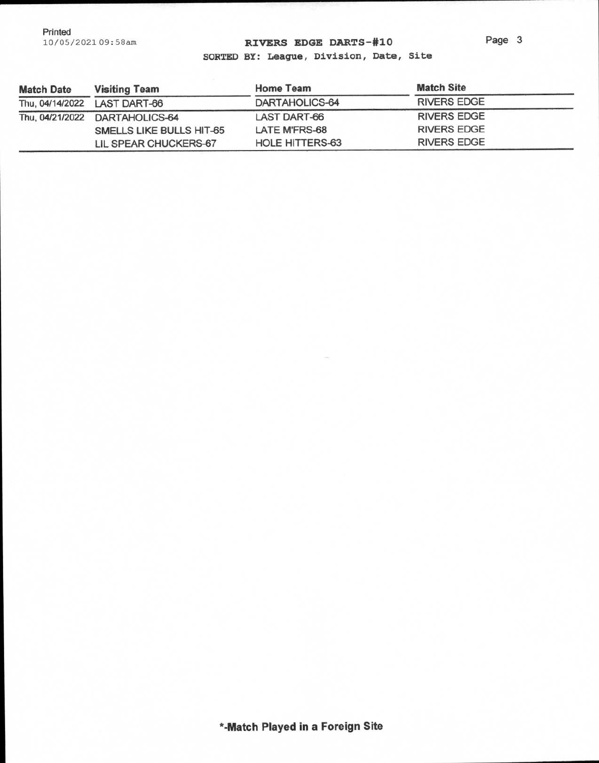Printed
10/05/2021 09:58am

# RIVERS EDGE DARTS-#10

SORTED BY: League, Division, Date, Site

| Match Date | Visiting Team | Home Team | Match Site |
|---|---|---|---|
| Thu, 04/14/2022 | LAST DART-66 | DARTAHOLICS-64 | RIVERS EDGE |
| Thu, 04/21/2022 | DARTAHOLICS-64 | LAST DART-66 | RIVERS EDGE |
| | SMELLS LIKE BULLS HIT-65 | LATE M'FRS-68 | RIVERS EDGE |
| | LIL SPEAR CHUCKERS-67 | HOLE HITTERS-63 | RIVERS EDGE |

**\*-Match Played in a Foreign Site**